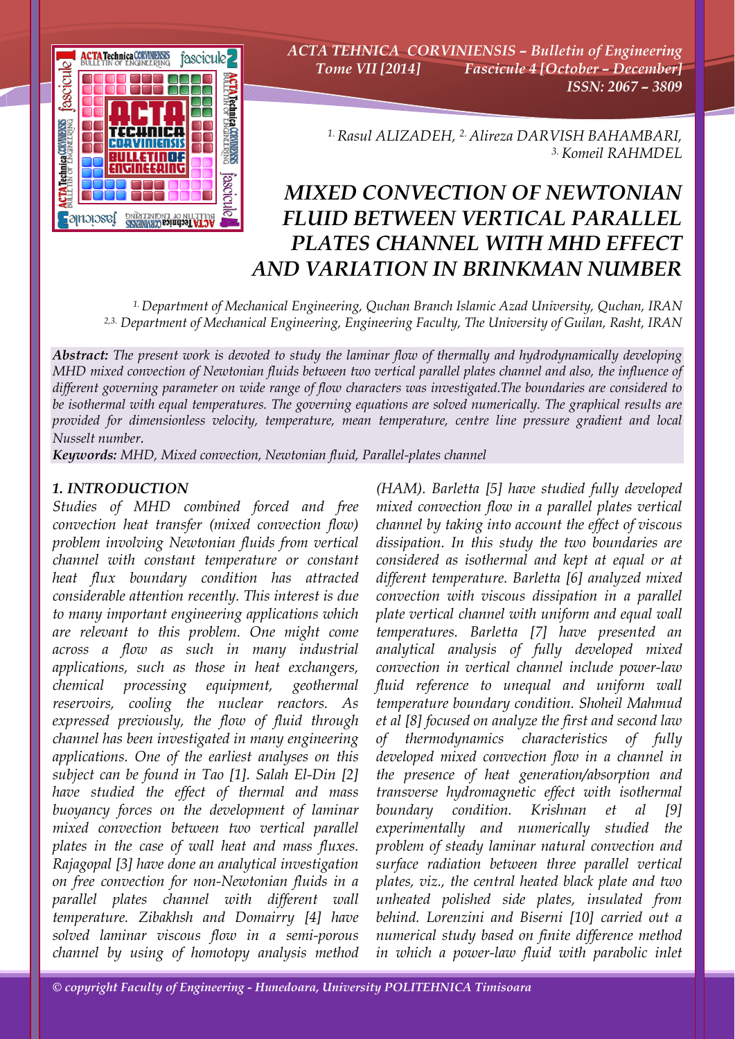[1.] Rasul ALIZADEH, [2.] Alireza DARVISH BAHAMBARI, [3.] Komeil RAHMDEL

# MIXED CONVECTION OF NEWTONIAN FLUID BETWEEN VERTICAL PARALLEL PLATES CHANNEL WITH MHD EFFECT AND VARIATION IN BRINKMAN NUMBER

[1.] Department of Mechanical Engineering, Quchan Branch Islamic Azad University, Quchan, IRAN
[2,3.] Department of Mechanical Engineering, Engineering Faculty, The University of Guilan, Rasht, IRAN

***Abstract:*** *The present work is devoted to study the laminar flow of thermally and hydrodynamically developing MHD mixed convection of Newtonian fluids between two vertical parallel plates channel and also, the influence of different governing parameter on wide range of flow characters was investigated.The boundaries are considered to be isothermal with equal temperatures. The governing equations are solved numerically. The graphical results are provided for dimensionless velocity, temperature, mean temperature, centre line pressure gradient and local Nusselt number.*

***Keywords:*** *MHD, Mixed convection, Newtonian fluid, Parallel-plates channel*

## 1. INTRODUCTION

*Studies of MHD combined forced and free convection heat transfer (mixed convection flow) problem involving Newtonian fluids from vertical channel with constant temperature or constant heat flux boundary condition has attracted considerable attention recently. This interest is due to many important engineering applications which are relevant to this problem. One might come across a flow as such in many industrial applications, such as those in heat exchangers, chemical processing equipment, geothermal reservoirs, cooling the nuclear reactors. As expressed previously, the flow of fluid through channel has been investigated in many engineering applications. One of the earliest analyses on this subject can be found in Tao [1]. Salah El-Din [2] have studied the effect of thermal and mass buoyancy forces on the development of laminar mixed convection between two vertical parallel plates in the case of wall heat and mass fluxes. Rajagopal [3] have done an analytical investigation on free convection for non-Newtonian fluids in a parallel plates channel with different wall temperature. Zibakhsh and Domairry [4] have solved laminar viscous flow in a semi-porous channel by using of homotopy analysis method (HAM). Barletta [5] have studied fully developed mixed convection flow in a parallel plates vertical channel by taking into account the effect of viscous dissipation. In this study the two boundaries are considered as isothermal and kept at equal or at different temperature. Barletta [6] analyzed mixed convection with viscous dissipation in a parallel plate vertical channel with uniform and equal wall temperatures. Barletta [7] have presented an analytical analysis of fully developed mixed convection in vertical channel include power-law fluid reference to unequal and uniform wall temperature boundary condition. Shoheil Mahmud et al [8] focused on analyze the first and second law of thermodynamics characteristics of fully developed mixed convection flow in a channel in the presence of heat generation/absorption and transverse hydromagnetic effect with isothermal boundary condition. Krishnan et al [9] experimentally and numerically studied the problem of steady laminar natural convection and surface radiation between three parallel vertical plates, viz., the central heated black plate and two unheated polished side plates, insulated from behind. Lorenzini and Biserni [10] carried out a numerical study based on finite difference method in which a power-law fluid with parabolic inlet*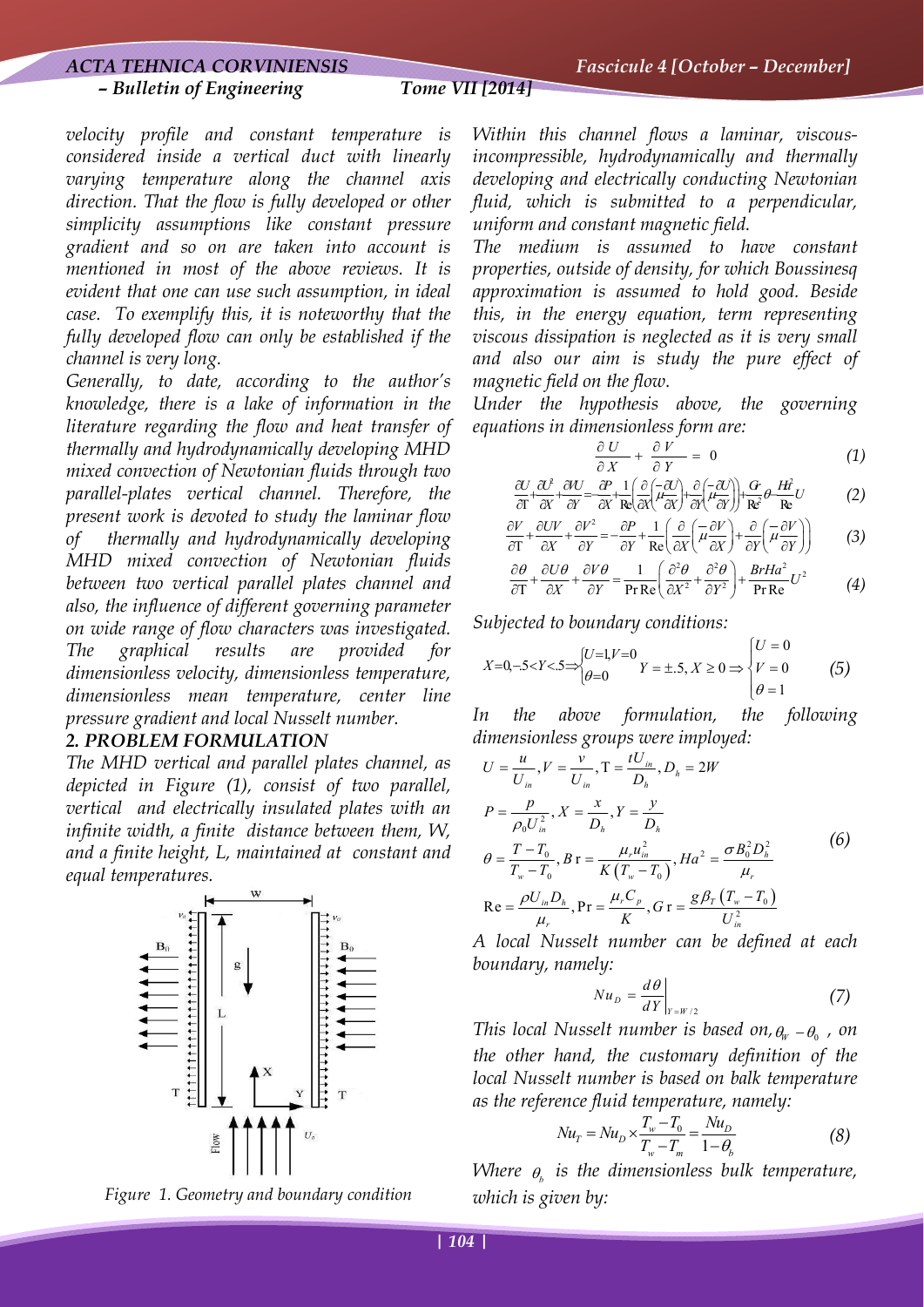velocity profile and constant temperature is considered inside a vertical duct with linearly varying temperature along the channel axis direction. That the flow is fully developed or other simplicity assumptions like constant pressure gradient and so on are taken into account is mentioned in most of the above reviews. It is evident that one can use such assumption, in ideal case. To exemplify this, it is noteworthy that the fully developed flow can only be established if the channel is very long.

Generally, to date, according to the author's knowledge, there is a lake of information in the literature regarding the flow and heat transfer of thermally and hydrodynamically developing MHD mixed convection of Newtonian fluids through two parallel-plates vertical channel. Therefore, the present work is devoted to study the laminar flow of thermally and hydrodynamically developing MHD mixed convection of Newtonian fluids between two vertical parallel plates channel and also, the influence of different governing parameter on wide range of flow characters was investigated. The graphical results are provided for dimensionless velocity, dimensionless temperature, dimensionless mean temperature, center line pressure gradient and local Nusselt number.

## 2. PROBLEM FORMULATION

The MHD vertical and parallel plates channel, as depicted in Figure (1), consist of two parallel, vertical and electrically insulated plates with an infinite width, a finite distance between them, W, and a finite height, L, maintained at constant and equal temperatures.

Figure 1. Geometry and boundary condition

Within this channel flows a laminar, viscous-incompressible, hydrodynamically and thermally developing and electrically conducting Newtonian fluid, which is submitted to a perpendicular, uniform and constant magnetic field.

The medium is assumed to have constant properties, outside of density, for which Boussinesq approximation is assumed to hold good. Beside this, in the energy equation, term representing viscous dissipation is neglected as it is very small and also our aim is study the pure effect of magnetic field on the flow.

Under the hypothesis above, the governing equations in dimensionless form are:

$$\frac{\partial U}{\partial X} + \frac{\partial V}{\partial Y} = 0 \tag{1}$$

$$\frac{\partial U}{\partial \mathrm{T}} + \frac{\partial U^2}{\partial X} + \frac{\partial VU}{\partial Y} = -\frac{\partial P}{\partial X} + \frac{1}{\mathrm{Re}}\left(\frac{\partial}{\partial X}\left(\bar{\mu}\frac{\partial U}{\partial X}\right) + \frac{\partial}{\partial Y}\left(\bar{\mu}\frac{\partial U}{\partial Y}\right)\right) + \frac{Gr}{\mathrm{Re}^2}\theta - \frac{Ha^2}{\mathrm{Re}}U \tag{2}$$

$$\frac{\partial V}{\partial \mathrm{T}} + \frac{\partial UV}{\partial X} + \frac{\partial V^2}{\partial Y} = -\frac{\partial P}{\partial Y} + \frac{1}{\mathrm{Re}}\left(\frac{\partial}{\partial X}\left(\bar{\mu}\frac{\partial V}{\partial X}\right) + \frac{\partial}{\partial Y}\left(\bar{\mu}\frac{\partial V}{\partial Y}\right)\right) \tag{3}$$

$$\frac{\partial \theta}{\partial \mathrm{T}} + \frac{\partial U\theta}{\partial X} + \frac{\partial V\theta}{\partial Y} = \frac{1}{\mathrm{Pr}\,\mathrm{Re}}\left(\frac{\partial^2 \theta}{\partial X^2} + \frac{\partial^2 \theta}{\partial Y^2}\right) + \frac{BrHa^2}{\mathrm{Pr}\,\mathrm{Re}}U^2 \tag{4}$$

Subjected to boundary conditions:

$$X=0, -.5<Y<.5 \Rightarrow \begin{cases} U=1, V=0 \\ \theta=0 \end{cases} \quad Y=\pm .5, X \geq 0 \Rightarrow \begin{cases} U=0 \\ V=0 \\ \theta=1 \end{cases} \tag{5}$$

In the above formulation, the following dimensionless groups were imployed:

$$\begin{aligned} &U=\frac{u}{U_{in}}, V=\frac{v}{U_{in}}, \mathrm{T}=\frac{tU_{in}}{D_h}, D_h=2W \\ &P=\frac{p}{\rho_0 U_{in}^2}, X=\frac{x}{D_h}, Y=\frac{y}{D_h} \\ &\theta=\frac{T-T_0}{T_w-T_0}, Br=\frac{\mu_r u_{in}^2}{K\left(T_w-T_0\right)}, Ha^2=\frac{\sigma B_0^2 D_h^2}{\mu_r} \\ &\mathrm{Re}=\frac{\rho U_{in} D_h}{\mu_r}, \mathrm{Pr}=\frac{\mu_r C_p}{K}, Gr=\frac{g\beta_T\left(T_w-T_0\right)}{U_{in}^2} \end{aligned} \tag{6}$$

A local Nusselt number can be defined at each boundary, namely:

$$Nu_D = \left.\frac{d\theta}{dY}\right|_{Y=W/2} \tag{7}$$

This local Nusselt number is based on, $\theta_W - \theta_0$ , on the other hand, the customary definition of the local Nusselt number is based on balk temperature as the reference fluid temperature, namely:

$$Nu_T = Nu_D \times \frac{T_w - T_0}{T_w - T_m} = \frac{Nu_D}{1-\theta_b} \tag{8}$$

Where $\theta_b$ is the dimensionless bulk temperature, which is given by: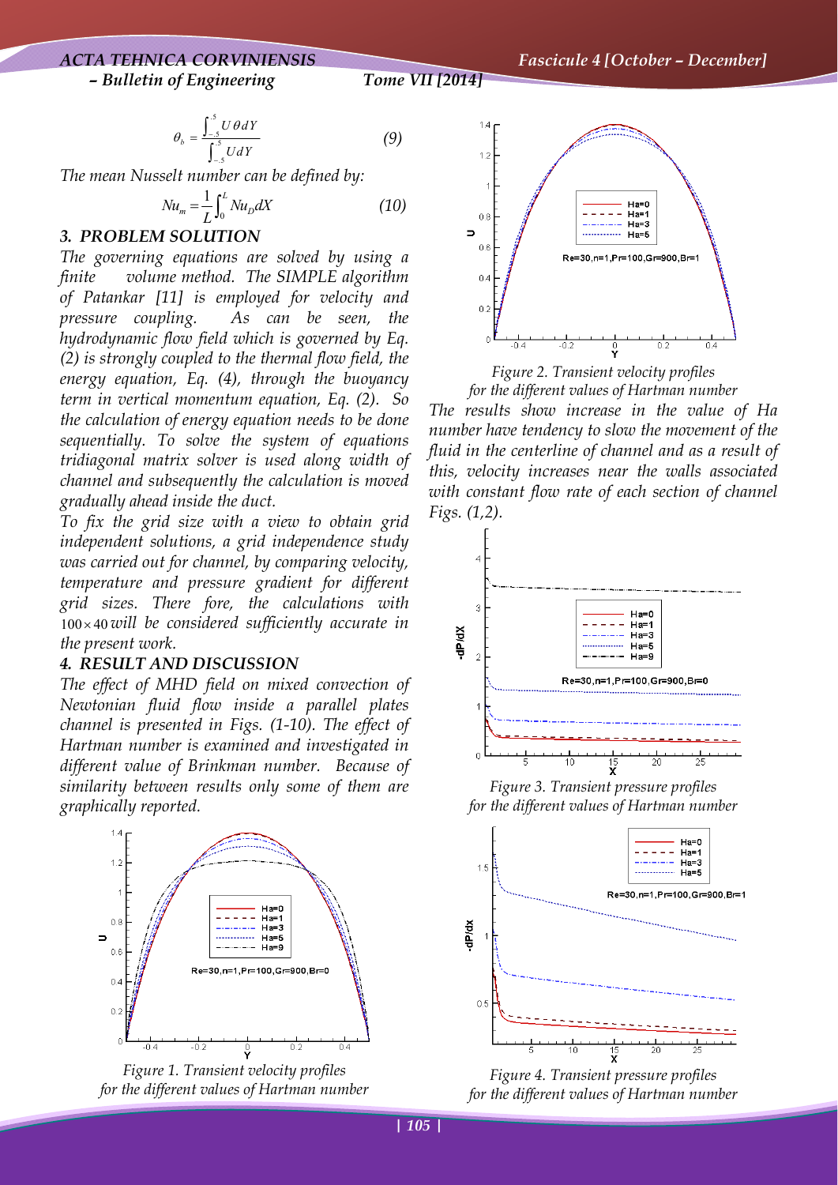$$\theta_b = \frac{\int_{-.5}^{.5} U\theta dY}{\int_{-.5}^{.5} U dY} \tag{9}$$

*The mean Nusselt number can be defined by:*

$$Nu_m = \frac{1}{L}\int_0^L Nu_D dX \tag{10}$$

## 3. PROBLEM SOLUTION

*The governing equations are solved by using a finite volume method. The SIMPLE algorithm of Patankar [11] is employed for velocity and pressure coupling. As can be seen, the hydrodynamic flow field which is governed by Eq. (2) is strongly coupled to the thermal flow field, the energy equation, Eq. (4), through the buoyancy term in vertical momentum equation, Eq. (2). So the calculation of energy equation needs to be done sequentially. To solve the system of equations tridiagonal matrix solver is used along width of channel and subsequently the calculation is moved gradually ahead inside the duct.*

*To fix the grid size with a view to obtain grid independent solutions, a grid independence study was carried out for channel, by comparing velocity, temperature and pressure gradient for different grid sizes. There fore, the calculations with $100 \times 40$ will be considered sufficiently accurate in the present work.*

## 4. RESULT AND DISCUSSION

*The effect of MHD field on mixed convection of Newtonian fluid flow inside a parallel plates channel is presented in Figs. (1-10). The effect of Hartman number is examined and investigated in different value of Brinkman number. Because of similarity between results only some of them are graphically reported.*

*Figure 1. Transient velocity profiles for the different values of Hartman number*

*Figure 2. Transient velocity profiles for the different values of Hartman number*

*The results show increase in the value of Ha number have tendency to slow the movement of the fluid in the centerline of channel and as a result of this, velocity increases near the walls associated with constant flow rate of each section of channel Figs. (1,2).*

*Figure 3. Transient pressure profiles for the different values of Hartman number*

*Figure 4. Transient pressure profiles for the different values of Hartman number*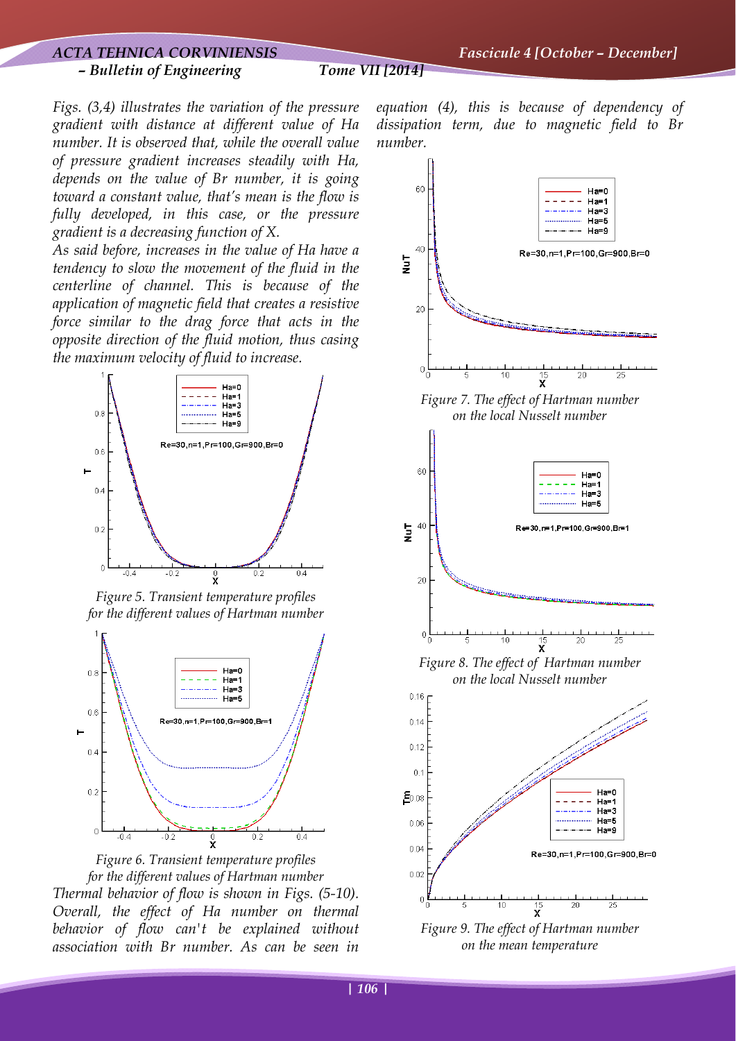*Figs. (3,4) illustrates the variation of the pressure gradient with distance at different value of Ha number. It is observed that, while the overall value of pressure gradient increases steadily with Ha, depends on the value of Br number, it is going toward a constant value, that's mean is the flow is fully developed, in this case, or the pressure gradient is a decreasing function of X.*

*As said before, increases in the value of Ha have a tendency to slow the movement of the fluid in the centerline of channel. This is because of the application of magnetic field that creates a resistive force similar to the drag force that acts in the opposite direction of the fluid motion, thus casing the maximum velocity of fluid to increase.*

*Figure 5. Transient temperature profiles for the different values of Hartman number*

*Figure 6. Transient temperature profiles for the different values of Hartman number*

*Thermal behavior of flow is shown in Figs. (5-10). Overall, the effect of Ha number on thermal behavior of flow can't be explained without association with Br number. As can be seen in equation (4), this is because of dependency of dissipation term, due to magnetic field to Br number.*

*Figure 7. The effect of Hartman number on the local Nusselt number*

*Figure 8. The effect of Hartman number on the local Nusselt number*

*Figure 9. The effect of Hartman number on the mean temperature*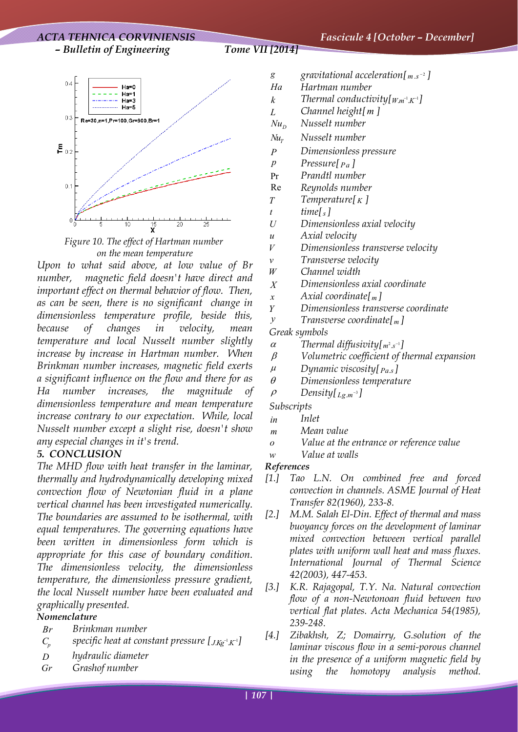Figure 10. The effect of Hartman number on the mean temperature

Upon to what said above, at low value of Br number, magnetic field doesn't have direct and important effect on thermal behavior of flow. Then, as can be seen, there is no significant change in dimensionless temperature profile, beside this, because of changes in velocity, mean temperature and local Nusselt number slightly increase by increase in Hartman number. When Brinkman number increases, magnetic field exerts a significant influence on the flow and there for as Ha number increases, the magnitude of dimensionless temperature and mean temperature increase contrary to our expectation. While, local Nusselt number except a slight rise, doesn't show any especial changes in it's trend.

## 5. CONCLUSION

The MHD flow with heat transfer in the laminar, thermally and hydrodynamically developing mixed convection flow of Newtonian fluid in a plane vertical channel has been investigated numerically. The boundaries are assumed to be isothermal, with equal temperatures. The governing equations have been written in dimensionless form which is appropriate for this case of boundary condition. The dimensionless velocity, the dimensionless temperature, the dimensionless pressure gradient, the local Nusselt number have been evaluated and graphically presented.

### Nomenclature

| | |
|---|---|
| $Br$ | Brinkman number |
| $C_p$ | specific heat at constant pressure $[J.Kg^{-1}.K^{-1}]$ |
| $D$ | hydraulic diameter |
| $Gr$ | Grashof number |
| $g$ | gravitational acceleration $[m.s^{-2}]$ |
| $Ha$ | Hartman number |
| $k$ | Thermal conductivity $[W.m^{-1}.K^{-1}]$ |
| $L$ | Channel height $[m]$ |
| $Nu_D$ | Nusselt number |
| $Nu_T$ | Nusselt number |
| $P$ | Dimensionless pressure |
| $p$ | Pressure $[Pa]$ |
| $\Pr$ | Prandtl number |
| $\mathrm{Re}$ | Reynolds number |
| $T$ | Temperature $[K]$ |
| $t$ | time $[s]$ |
| $U$ | Dimensionless axial velocity |
| $u$ | Axial velocity |
| $V$ | Dimensionless transverse velocity |
| $v$ | Transverse velocity |
| $W$ | Channel width |
| $X$ | Dimensionless axial coordinate |
| $x$ | Axial coordinate $[m]$ |
| $Y$ | Dimensionless transverse coordinate |
| $y$ | Transverse coordinate $[m]$ |

*Greak symbols*

| | |
|---|---|
| $\alpha$ | Thermal diffusivity $[m^2.s^{-1}]$ |
| $\beta$ | Volumetric coefficient of thermal expansion |
| $\mu$ | Dynamic viscosity $[Pa.s]$ |
| $\theta$ | Dimensionless temperature |
| $\rho$ | Density $[Lg.m^{-3}]$ |

*Subscripts*

| | |
|---|---|
| $in$ | Inlet |
| $m$ | Mean value |
| $o$ | Value at the entrance or reference value |
| $w$ | Value at walls |

### References

[1.] Tao L.N. On combined free and forced convection in channels. ASME Journal of Heat Transfer 82(1960), 233-8.

[2.] M.M. Salah El-Din. Effect of thermal and mass buoyancy forces on the development of laminar mixed convection between vertical parallel plates with uniform wall heat and mass fluxes. International Journal of Thermal Science 42(2003), 447-453.

[3.] K.R. Rajagopal, T.Y. Na. Natural convection flow of a non-Newtonoan fluid between two vertical flat plates. Acta Mechanica 54(1985), 239-248.

[4.] Zibakhsh, Z; Domairry, G.solution of the laminar viscous flow in a semi-porous channel in the presence of a uniform magnetic field by using the homotopy analysis method.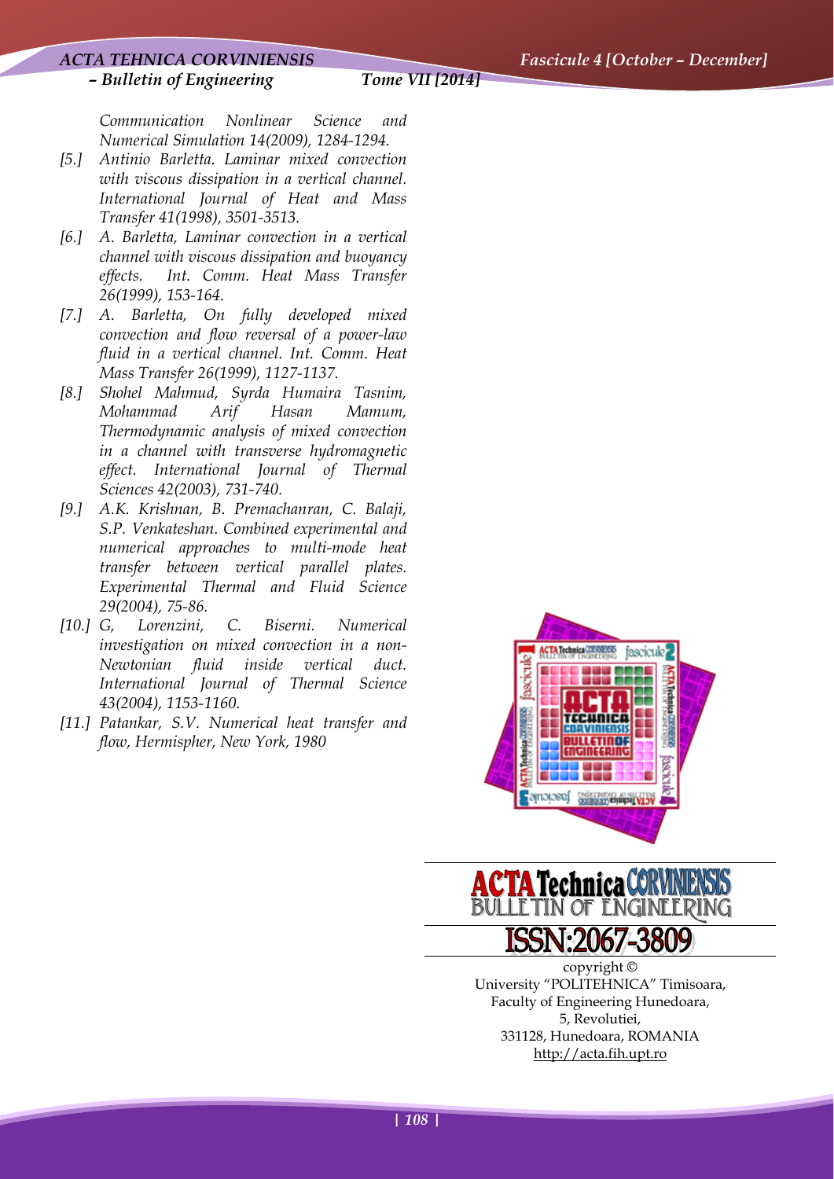*Communication Nonlinear Science and Numerical Simulation 14(2009), 1284-1294.*

- *[5.] Antinio Barletta. Laminar mixed convection with viscous dissipation in a vertical channel. International Journal of Heat and Mass Transfer 41(1998), 3501-3513.*
- *[6.] A. Barletta, Laminar convection in a vertical channel with viscous dissipation and buoyancy effects. Int. Comm. Heat Mass Transfer 26(1999), 153-164.*
- *[7.] A. Barletta, On fully developed mixed convection and flow reversal of a power-law fluid in a vertical channel. Int. Comm. Heat Mass Transfer 26(1999), 1127-1137.*
- *[8.] Shohel Mahmud, Syrda Humaira Tasnim, Mohammad Arif Hasan Mamum, Thermodynamic analysis of mixed convection in a channel with transverse hydromagnetic effect. International Journal of Thermal Sciences 42(2003), 731-740.*
- *[9.] A.K. Krishnan, B. Premachanran, C. Balaji, S.P. Venkateshan. Combined experimental and numerical approaches to multi-mode heat transfer between vertical parallel plates. Experimental Thermal and Fluid Science 29(2004), 75-86.*
- *[10.] G, Lorenzini, C. Biserni. Numerical investigation on mixed convection in a non-Newtonian fluid inside vertical duct. International Journal of Thermal Science 43(2004), 1153-1160.*
- *[11.] Patankar, S.V. Numerical heat transfer and flow, Hermispher, New York, 1980*

ACTA Technica CORVINIENSIS
BULLETIN OF ENGINEERING

ISSN:2067-3809

copyright ©
University "POLITEHNICA" Timisoara,
Faculty of Engineering Hunedoara,
5, Revolutiei,
331128, Hunedoara, ROMANIA
http://acta.fih.upt.ro